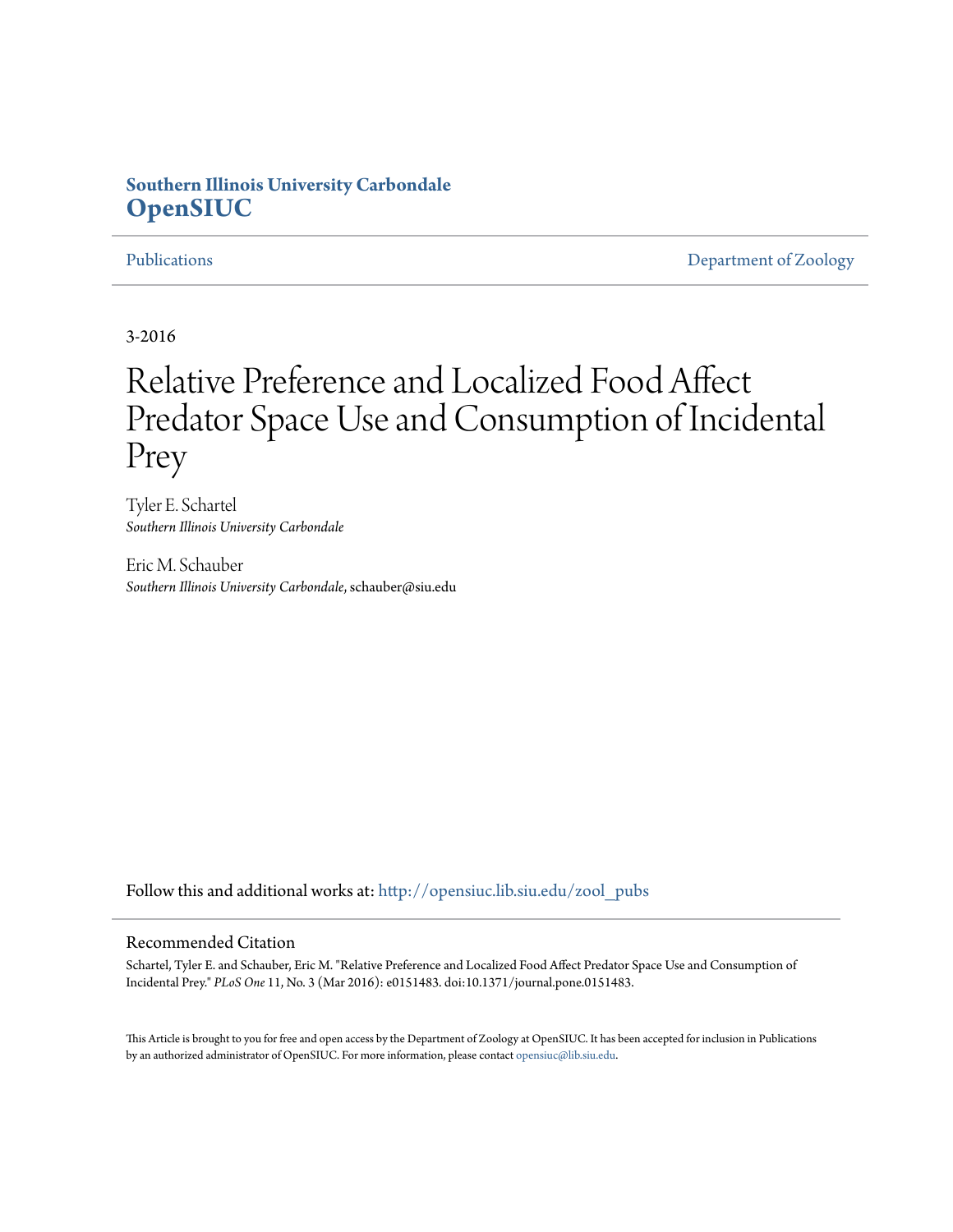**Southern Illinois University Carbondale**
**OpenSIUC**

Publications | Department of Zoology

3-2016

# Relative Preference and Localized Food Affect Predator Space Use and Consumption of Incidental Prey

Tyler E. Schartel
*Southern Illinois University Carbondale*

Eric M. Schauber
*Southern Illinois University Carbondale*, schauber@siu.edu

Follow this and additional works at: http://opensiuc.lib.siu.edu/zool_pubs

## Recommended Citation

Schartel, Tyler E. and Schauber, Eric M. "Relative Preference and Localized Food Affect Predator Space Use and Consumption of Incidental Prey." *PLoS One* 11, No. 3 (Mar 2016): e0151483. doi:10.1371/journal.pone.0151483.

This Article is brought to you for free and open access by the Department of Zoology at OpenSIUC. It has been accepted for inclusion in Publications by an authorized administrator of OpenSIUC. For more information, please contact opensiuc@lib.siu.edu.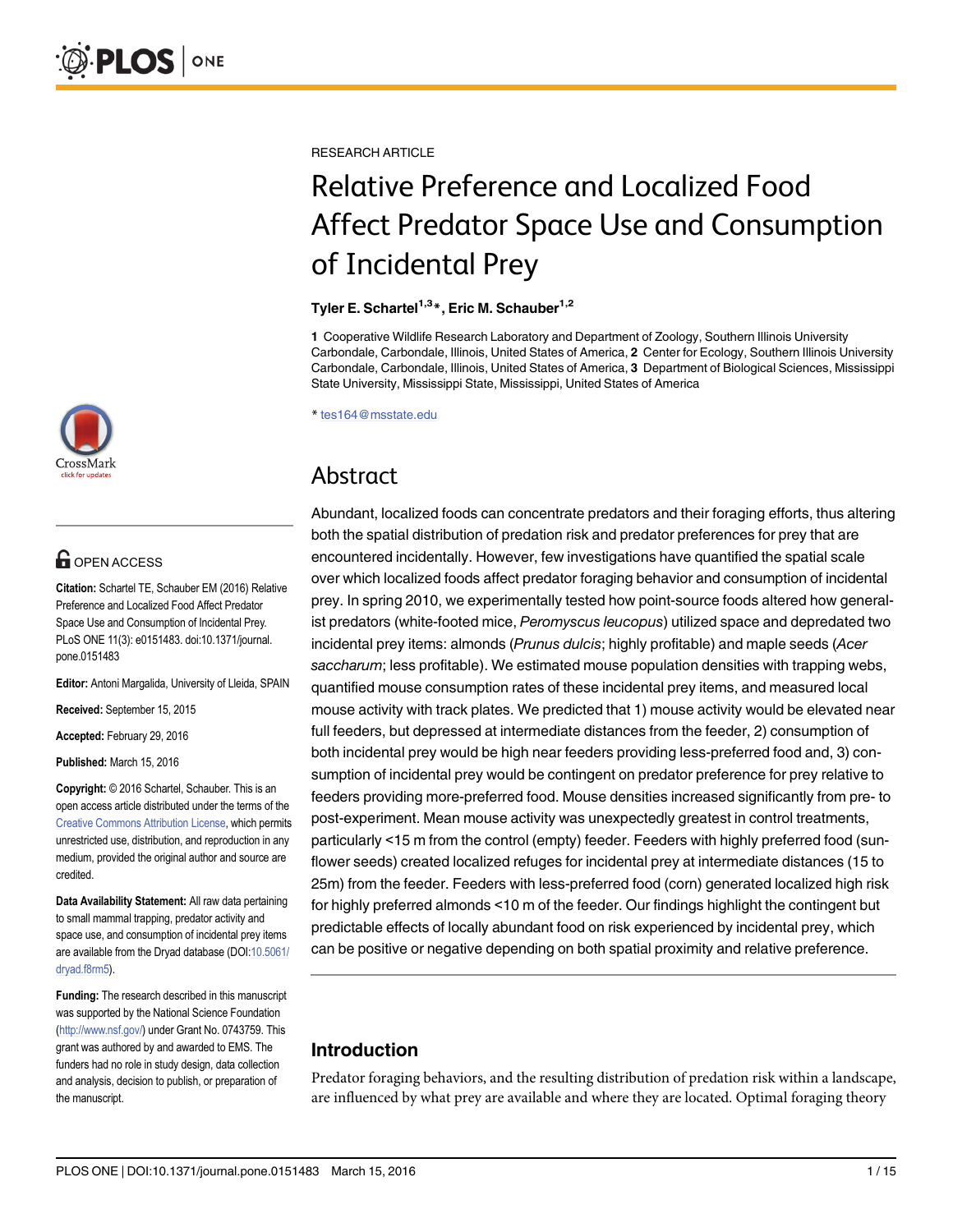RESEARCH ARTICLE

# Relative Preference and Localized Food Affect Predator Space Use and Consumption of Incidental Prey

**Tyler E. Schartel[1,3]*, Eric M. Schauber[1,2]**

**1** Cooperative Wildlife Research Laboratory and Department of Zoology, Southern Illinois University Carbondale, Carbondale, Illinois, United States of America, **2** Center for Ecology, Southern Illinois University Carbondale, Carbondale, Illinois, United States of America, **3** Department of Biological Sciences, Mississippi State University, Mississippi State, Mississippi, United States of America

* tes164@msstate.edu

OPEN ACCESS

**Citation:** Schartel TE, Schauber EM (2016) Relative Preference and Localized Food Affect Predator Space Use and Consumption of Incidental Prey. PLoS ONE 11(3): e0151483. doi:10.1371/journal.pone.0151483

**Editor:** Antoni Margalida, University of Lleida, SPAIN

**Received:** September 15, 2015

**Accepted:** February 29, 2016

**Published:** March 15, 2016

**Copyright:** © 2016 Schartel, Schauber. This is an open access article distributed under the terms of the Creative Commons Attribution License, which permits unrestricted use, distribution, and reproduction in any medium, provided the original author and source are credited.

**Data Availability Statement:** All raw data pertaining to small mammal trapping, predator activity and space use, and consumption of incidental prey items are available from the Dryad database (DOI:10.5061/dryad.f8rm5).

**Funding:** The research described in this manuscript was supported by the National Science Foundation (http://www.nsf.gov/) under Grant No. 0743759. This grant was authored by and awarded to EMS. The funders had no role in study design, data collection and analysis, decision to publish, or preparation of the manuscript.

## Abstract

Abundant, localized foods can concentrate predators and their foraging efforts, thus altering both the spatial distribution of predation risk and predator preferences for prey that are encountered incidentally. However, few investigations have quantified the spatial scale over which localized foods affect predator foraging behavior and consumption of incidental prey. In spring 2010, we experimentally tested how point-source foods altered how generalist predators (white-footed mice, *Peromyscus leucopus*) utilized space and depredated two incidental prey items: almonds (*Prunus dulcis*; highly profitable) and maple seeds (*Acer saccharum*; less profitable). We estimated mouse population densities with trapping webs, quantified mouse consumption rates of these incidental prey items, and measured local mouse activity with track plates. We predicted that 1) mouse activity would be elevated near full feeders, but depressed at intermediate distances from the feeder, 2) consumption of both incidental prey would be high near feeders providing less-preferred food and, 3) consumption of incidental prey would be contingent on predator preference for prey relative to feeders providing more-preferred food. Mouse densities increased significantly from pre- to post-experiment. Mean mouse activity was unexpectedly greatest in control treatments, particularly <15 m from the control (empty) feeder. Feeders with highly preferred food (sunflower seeds) created localized refuges for incidental prey at intermediate distances (15 to 25m) from the feeder. Feeders with less-preferred food (corn) generated localized high risk for highly preferred almonds <10 m of the feeder. Our findings highlight the contingent but predictable effects of locally abundant food on risk experienced by incidental prey, which can be positive or negative depending on both spatial proximity and relative preference.

## Introduction

Predator foraging behaviors, and the resulting distribution of predation risk within a landscape, are influenced by what prey are available and where they are located. Optimal foraging theory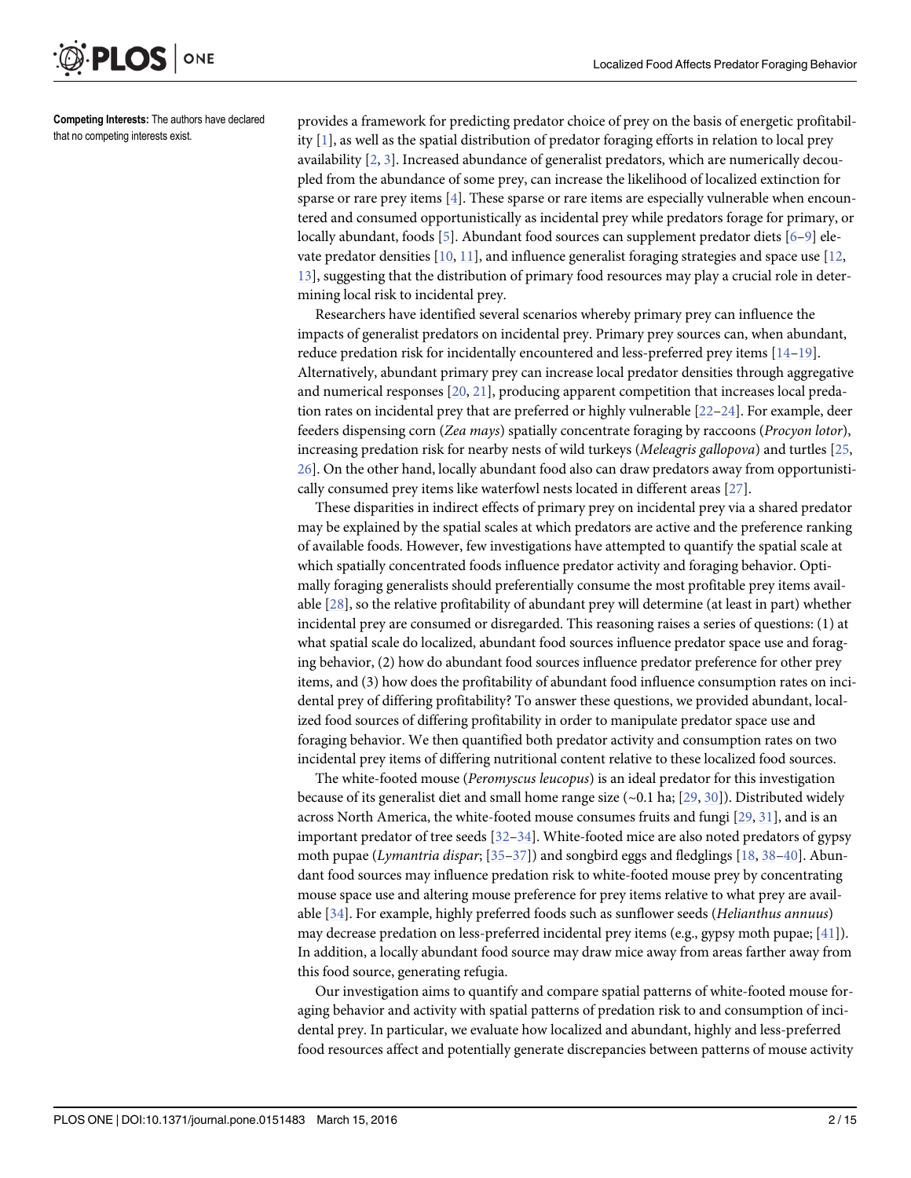**Competing Interests:** The authors have declared that no competing interests exist.

provides a framework for predicting predator choice of prey on the basis of energetic profitability [1], as well as the spatial distribution of predator foraging efforts in relation to local prey availability [2, 3]. Increased abundance of generalist predators, which are numerically decoupled from the abundance of some prey, can increase the likelihood of localized extinction for sparse or rare prey items [4]. These sparse or rare items are especially vulnerable when encountered and consumed opportunistically as incidental prey while predators forage for primary, or locally abundant, foods [5]. Abundant food sources can supplement predator diets [6–9] elevate predator densities [10, 11], and influence generalist foraging strategies and space use [12, 13], suggesting that the distribution of primary food resources may play a crucial role in determining local risk to incidental prey.

Researchers have identified several scenarios whereby primary prey can influence the impacts of generalist predators on incidental prey. Primary prey sources can, when abundant, reduce predation risk for incidentally encountered and less-preferred prey items [14–19]. Alternatively, abundant primary prey can increase local predator densities through aggregative and numerical responses [20, 21], producing apparent competition that increases local predation rates on incidental prey that are preferred or highly vulnerable [22–24]. For example, deer feeders dispensing corn (*Zea mays*) spatially concentrate foraging by raccoons (*Procyon lotor*), increasing predation risk for nearby nests of wild turkeys (*Meleagris gallopova*) and turtles [25, 26]. On the other hand, locally abundant food also can draw predators away from opportunistically consumed prey items like waterfowl nests located in different areas [27].

These disparities in indirect effects of primary prey on incidental prey via a shared predator may be explained by the spatial scales at which predators are active and the preference ranking of available foods. However, few investigations have attempted to quantify the spatial scale at which spatially concentrated foods influence predator activity and foraging behavior. Optimally foraging generalists should preferentially consume the most profitable prey items available [28], so the relative profitability of abundant prey will determine (at least in part) whether incidental prey are consumed or disregarded. This reasoning raises a series of questions: (1) at what spatial scale do localized, abundant food sources influence predator space use and foraging behavior, (2) how do abundant food sources influence predator preference for other prey items, and (3) how does the profitability of abundant food influence consumption rates on incidental prey of differing profitability? To answer these questions, we provided abundant, localized food sources of differing profitability in order to manipulate predator space use and foraging behavior. We then quantified both predator activity and consumption rates on two incidental prey items of differing nutritional content relative to these localized food sources.

The white-footed mouse (*Peromyscus leucopus*) is an ideal predator for this investigation because of its generalist diet and small home range size (~0.1 ha; [29, 30]). Distributed widely across North America, the white-footed mouse consumes fruits and fungi [29, 31], and is an important predator of tree seeds [32–34]. White-footed mice are also noted predators of gypsy moth pupae (*Lymantria dispar*; [35–37]) and songbird eggs and fledglings [18, 38–40]. Abundant food sources may influence predation risk to white-footed mouse prey by concentrating mouse space use and altering mouse preference for prey items relative to what prey are available [34]. For example, highly preferred foods such as sunflower seeds (*Helianthus annuus*) may decrease predation on less-preferred incidental prey items (e.g., gypsy moth pupae; [41]). In addition, a locally abundant food source may draw mice away from areas farther away from this food source, generating refugia.

Our investigation aims to quantify and compare spatial patterns of white-footed mouse foraging behavior and activity with spatial patterns of predation risk to and consumption of incidental prey. In particular, we evaluate how localized and abundant, highly and less-preferred food resources affect and potentially generate discrepancies between patterns of mouse activity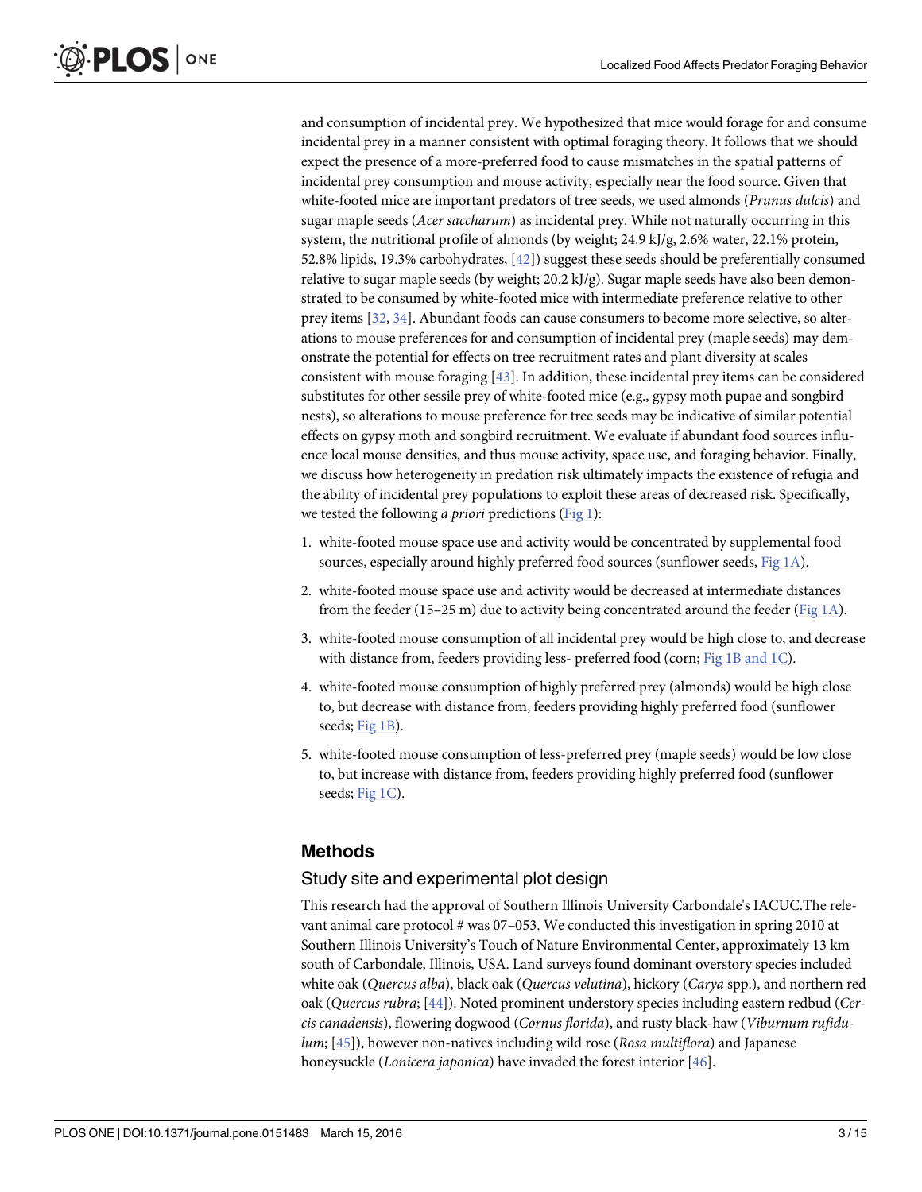and consumption of incidental prey. We hypothesized that mice would forage for and consume incidental prey in a manner consistent with optimal foraging theory. It follows that we should expect the presence of a more-preferred food to cause mismatches in the spatial patterns of incidental prey consumption and mouse activity, especially near the food source. Given that white-footed mice are important predators of tree seeds, we used almonds (*Prunus dulcis*) and sugar maple seeds (*Acer saccharum*) as incidental prey. While not naturally occurring in this system, the nutritional profile of almonds (by weight; 24.9 kJ/g, 2.6% water, 22.1% protein, 52.8% lipids, 19.3% carbohydrates, [42]) suggest these seeds should be preferentially consumed relative to sugar maple seeds (by weight; 20.2 kJ/g). Sugar maple seeds have also been demonstrated to be consumed by white-footed mice with intermediate preference relative to other prey items [32, 34]. Abundant foods can cause consumers to become more selective, so alterations to mouse preferences for and consumption of incidental prey (maple seeds) may demonstrate the potential for effects on tree recruitment rates and plant diversity at scales consistent with mouse foraging [43]. In addition, these incidental prey items can be considered substitutes for other sessile prey of white-footed mice (e.g., gypsy moth pupae and songbird nests), so alterations to mouse preference for tree seeds may be indicative of similar potential effects on gypsy moth and songbird recruitment. We evaluate if abundant food sources influence local mouse densities, and thus mouse activity, space use, and foraging behavior. Finally, we discuss how heterogeneity in predation risk ultimately impacts the existence of refugia and the ability of incidental prey populations to exploit these areas of decreased risk. Specifically, we tested the following *a priori* predictions (Fig 1):

1. white-footed mouse space use and activity would be concentrated by supplemental food sources, especially around highly preferred food sources (sunflower seeds, Fig 1A).
2. white-footed mouse space use and activity would be decreased at intermediate distances from the feeder (15–25 m) due to activity being concentrated around the feeder (Fig 1A).
3. white-footed mouse consumption of all incidental prey would be high close to, and decrease with distance from, feeders providing less- preferred food (corn; Fig 1B and 1C).
4. white-footed mouse consumption of highly preferred prey (almonds) would be high close to, but decrease with distance from, feeders providing highly preferred food (sunflower seeds; Fig 1B).
5. white-footed mouse consumption of less-preferred prey (maple seeds) would be low close to, but increase with distance from, feeders providing highly preferred food (sunflower seeds; Fig 1C).

## Methods

### Study site and experimental plot design

This research had the approval of Southern Illinois University Carbondale's IACUC.The relevant animal care protocol # was 07–053. We conducted this investigation in spring 2010 at Southern Illinois University's Touch of Nature Environmental Center, approximately 13 km south of Carbondale, Illinois, USA. Land surveys found dominant overstory species included white oak (*Quercus alba*), black oak (*Quercus velutina*), hickory (*Carya* spp.), and northern red oak (*Quercus rubra*; [44]). Noted prominent understory species including eastern redbud (*Cercis canadensis*), flowering dogwood (*Cornus florida*), and rusty black-haw (*Viburnum rufidulum*; [45]), however non-natives including wild rose (*Rosa multiflora*) and Japanese honeysuckle (*Lonicera japonica*) have invaded the forest interior [46].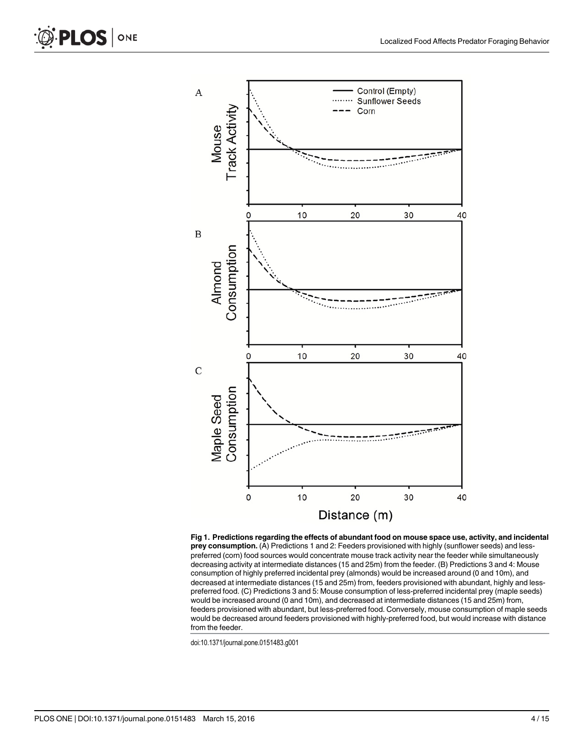**Fig 1. Predictions regarding the effects of abundant food on mouse space use, activity, and incidental prey consumption.** (A) Predictions 1 and 2: Feeders provisioned with highly (sunflower seeds) and less-preferred (corn) food sources would concentrate mouse track activity near the feeder while simultaneously decreasing activity at intermediate distances (15 and 25m) from the feeder. (B) Predictions 3 and 4: Mouse consumption of highly preferred incidental prey (almonds) would be increased around (0 and 10m), and decreased at intermediate distances (15 and 25m) from, feeders provisioned with abundant, highly and less-preferred food. (C) Predictions 3 and 5: Mouse consumption of less-preferred incidental prey (maple seeds) would be increased around (0 and 10m), and decreased at intermediate distances (15 and 25m) from, feeders provisioned with abundant, but less-preferred food. Conversely, mouse consumption of maple seeds would be decreased around feeders provisioned with highly-preferred food, but would increase with distance from the feeder.

doi:10.1371/journal.pone.0151483.g001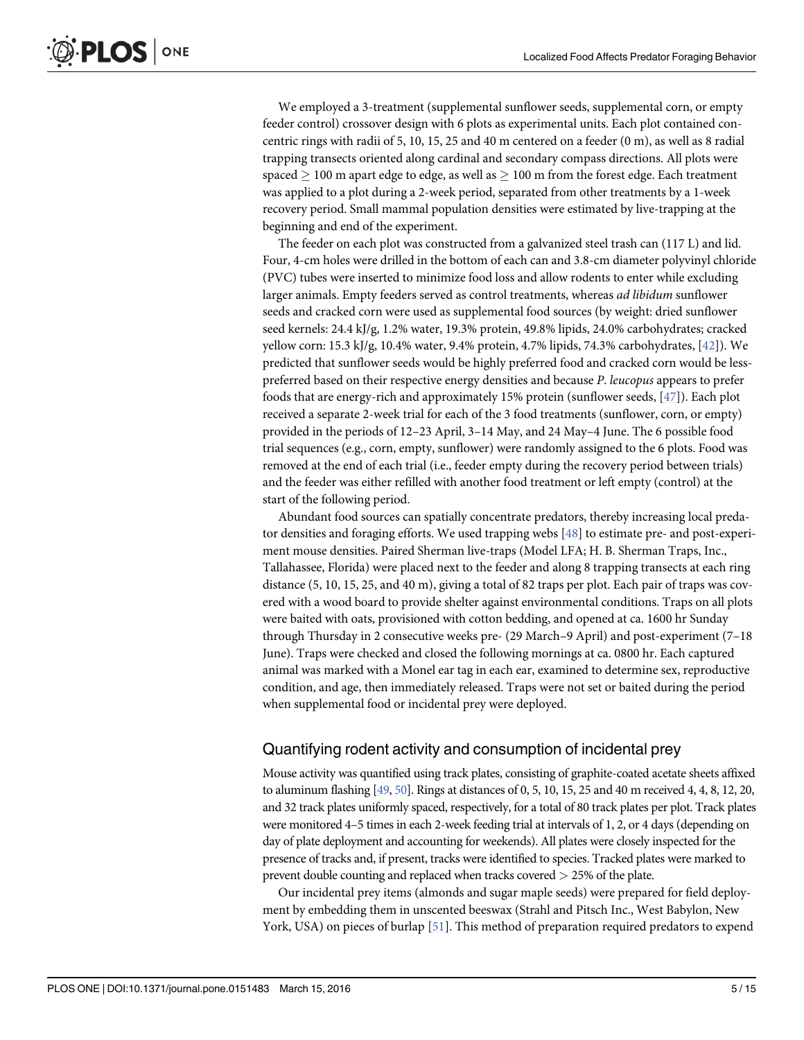We employed a 3-treatment (supplemental sunflower seeds, supplemental corn, or empty feeder control) crossover design with 6 plots as experimental units. Each plot contained concentric rings with radii of 5, 10, 15, 25 and 40 m centered on a feeder (0 m), as well as 8 radial trapping transects oriented along cardinal and secondary compass directions. All plots were spaced $\geq$ 100 m apart edge to edge, as well as $\geq$ 100 m from the forest edge. Each treatment was applied to a plot during a 2-week period, separated from other treatments by a 1-week recovery period. Small mammal population densities were estimated by live-trapping at the beginning and end of the experiment.

The feeder on each plot was constructed from a galvanized steel trash can (117 L) and lid. Four, 4-cm holes were drilled in the bottom of each can and 3.8-cm diameter polyvinyl chloride (PVC) tubes were inserted to minimize food loss and allow rodents to enter while excluding larger animals. Empty feeders served as control treatments, whereas *ad libidum* sunflower seeds and cracked corn were used as supplemental food sources (by weight: dried sunflower seed kernels: 24.4 kJ/g, 1.2% water, 19.3% protein, 49.8% lipids, 24.0% carbohydrates; cracked yellow corn: 15.3 kJ/g, 10.4% water, 9.4% protein, 4.7% lipids, 74.3% carbohydrates, [42]). We predicted that sunflower seeds would be highly preferred food and cracked corn would be less-preferred based on their respective energy densities and because *P*. *leucopus* appears to prefer foods that are energy-rich and approximately 15% protein (sunflower seeds, [47]). Each plot received a separate 2-week trial for each of the 3 food treatments (sunflower, corn, or empty) provided in the periods of 12–23 April, 3–14 May, and 24 May–4 June. The 6 possible food trial sequences (e.g., corn, empty, sunflower) were randomly assigned to the 6 plots. Food was removed at the end of each trial (i.e., feeder empty during the recovery period between trials) and the feeder was either refilled with another food treatment or left empty (control) at the start of the following period.

Abundant food sources can spatially concentrate predators, thereby increasing local predator densities and foraging efforts. We used trapping webs [48] to estimate pre- and post-experiment mouse densities. Paired Sherman live-traps (Model LFA; H. B. Sherman Traps, Inc., Tallahassee, Florida) were placed next to the feeder and along 8 trapping transects at each ring distance (5, 10, 15, 25, and 40 m), giving a total of 82 traps per plot. Each pair of traps was covered with a wood board to provide shelter against environmental conditions. Traps on all plots were baited with oats, provisioned with cotton bedding, and opened at ca. 1600 hr Sunday through Thursday in 2 consecutive weeks pre- (29 March–9 April) and post-experiment (7–18 June). Traps were checked and closed the following mornings at ca. 0800 hr. Each captured animal was marked with a Monel ear tag in each ear, examined to determine sex, reproductive condition, and age, then immediately released. Traps were not set or baited during the period when supplemental food or incidental prey were deployed.

## Quantifying rodent activity and consumption of incidental prey

Mouse activity was quantified using track plates, consisting of graphite-coated acetate sheets affixed to aluminum flashing [49, 50]. Rings at distances of 0, 5, 10, 15, 25 and 40 m received 4, 4, 8, 12, 20, and 32 track plates uniformly spaced, respectively, for a total of 80 track plates per plot. Track plates were monitored 4–5 times in each 2-week feeding trial at intervals of 1, 2, or 4 days (depending on day of plate deployment and accounting for weekends). All plates were closely inspected for the presence of tracks and, if present, tracks were identified to species. Tracked plates were marked to prevent double counting and replaced when tracks covered > 25% of the plate.

Our incidental prey items (almonds and sugar maple seeds) were prepared for field deployment by embedding them in unscented beeswax (Strahl and Pitsch Inc., West Babylon, New York, USA) on pieces of burlap [51]. This method of preparation required predators to expend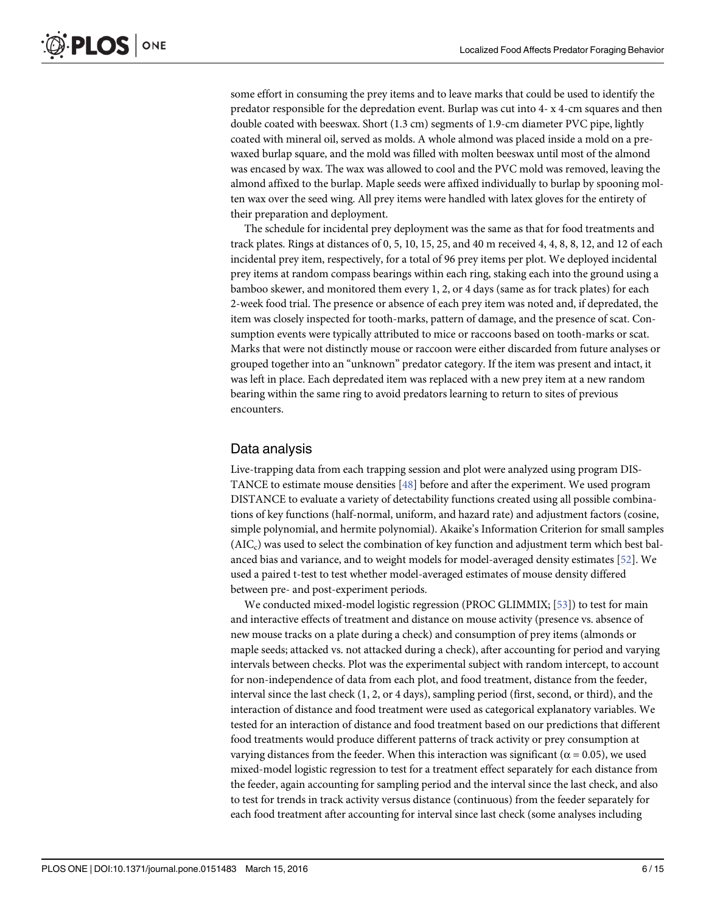some effort in consuming the prey items and to leave marks that could be used to identify the predator responsible for the depredation event. Burlap was cut into 4- x 4-cm squares and then double coated with beeswax. Short (1.3 cm) segments of 1.9-cm diameter PVC pipe, lightly coated with mineral oil, served as molds. A whole almond was placed inside a mold on a pre-waxed burlap square, and the mold was filled with molten beeswax until most of the almond was encased by wax. The wax was allowed to cool and the PVC mold was removed, leaving the almond affixed to the burlap. Maple seeds were affixed individually to burlap by spooning molten wax over the seed wing. All prey items were handled with latex gloves for the entirety of their preparation and deployment.

The schedule for incidental prey deployment was the same as that for food treatments and track plates. Rings at distances of 0, 5, 10, 15, 25, and 40 m received 4, 4, 8, 8, 12, and 12 of each incidental prey item, respectively, for a total of 96 prey items per plot. We deployed incidental prey items at random compass bearings within each ring, staking each into the ground using a bamboo skewer, and monitored them every 1, 2, or 4 days (same as for track plates) for each 2-week food trial. The presence or absence of each prey item was noted and, if depredated, the item was closely inspected for tooth-marks, pattern of damage, and the presence of scat. Consumption events were typically attributed to mice or raccoons based on tooth-marks or scat. Marks that were not distinctly mouse or raccoon were either discarded from future analyses or grouped together into an "unknown" predator category. If the item was present and intact, it was left in place. Each depredated item was replaced with a new prey item at a new random bearing within the same ring to avoid predators learning to return to sites of previous encounters.

## Data analysis

Live-trapping data from each trapping session and plot were analyzed using program DISTANCE to estimate mouse densities [48] before and after the experiment. We used program DISTANCE to evaluate a variety of detectability functions created using all possible combinations of key functions (half-normal, uniform, and hazard rate) and adjustment factors (cosine, simple polynomial, and hermite polynomial). Akaike's Information Criterion for small samples ($AIC_c$) was used to select the combination of key function and adjustment term which best balanced bias and variance, and to weight models for model-averaged density estimates [52]. We used a paired t-test to test whether model-averaged estimates of mouse density differed between pre- and post-experiment periods.

We conducted mixed-model logistic regression (PROC GLIMMIX; [53]) to test for main and interactive effects of treatment and distance on mouse activity (presence vs. absence of new mouse tracks on a plate during a check) and consumption of prey items (almonds or maple seeds; attacked vs. not attacked during a check), after accounting for period and varying intervals between checks. Plot was the experimental subject with random intercept, to account for non-independence of data from each plot, and food treatment, distance from the feeder, interval since the last check (1, 2, or 4 days), sampling period (first, second, or third), and the interaction of distance and food treatment were used as categorical explanatory variables. We tested for an interaction of distance and food treatment based on our predictions that different food treatments would produce different patterns of track activity or prey consumption at varying distances from the feeder. When this interaction was significant ($\alpha = 0.05$), we used mixed-model logistic regression to test for a treatment effect separately for each distance from the feeder, again accounting for sampling period and the interval since the last check, and also to test for trends in track activity versus distance (continuous) from the feeder separately for each food treatment after accounting for interval since last check (some analyses including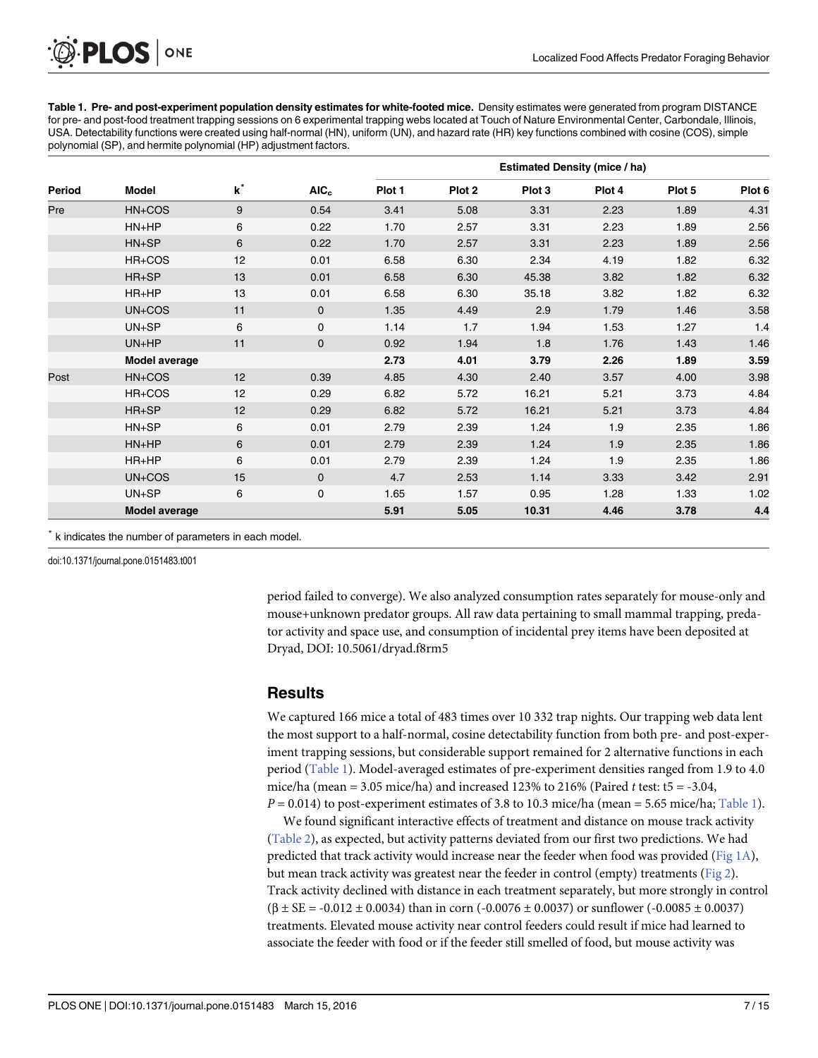**Table 1. Pre- and post-experiment population density estimates for white-footed mice.** Density estimates were generated from program DISTANCE for pre- and post-food treatment trapping sessions on 6 experimental trapping webs located at Touch of Nature Environmental Center, Carbondale, Illinois, USA. Detectability functions were created using half-normal (HN), uniform (UN), and hazard rate (HR) key functions combined with cosine (COS), simple polynomial (SP), and hermite polynomial (HP) adjustment factors.

| | | | | Estimated Density (mice / ha) | | | | | |
|---|---|---|---|---|---|---|---|---|---|
| Period | Model | $k^*$ | $AIC_c$ | Plot 1 | Plot 2 | Plot 3 | Plot 4 | Plot 5 | Plot 6 |
| Pre | HN+COS | 9 | 0.54 | 3.41 | 5.08 | 3.31 | 2.23 | 1.89 | 4.31 |
| | HN+HP | 6 | 0.22 | 1.70 | 2.57 | 3.31 | 2.23 | 1.89 | 2.56 |
| | HN+SP | 6 | 0.22 | 1.70 | 2.57 | 3.31 | 2.23 | 1.89 | 2.56 |
| | HR+COS | 12 | 0.01 | 6.58 | 6.30 | 2.34 | 4.19 | 1.82 | 6.32 |
| | HR+SP | 13 | 0.01 | 6.58 | 6.30 | 45.38 | 3.82 | 1.82 | 6.32 |
| | HR+HP | 13 | 0.01 | 6.58 | 6.30 | 35.18 | 3.82 | 1.82 | 6.32 |
| | UN+COS | 11 | 0 | 1.35 | 4.49 | 2.9 | 1.79 | 1.46 | 3.58 |
| | UN+SP | 6 | 0 | 1.14 | 1.7 | 1.94 | 1.53 | 1.27 | 1.4 |
| | UN+HP | 11 | 0 | 0.92 | 1.94 | 1.8 | 1.76 | 1.43 | 1.46 |
| | **Model average** | | | **2.73** | **4.01** | **3.79** | **2.26** | **1.89** | **3.59** |
| Post | HN+COS | 12 | 0.39 | 4.85 | 4.30 | 2.40 | 3.57 | 4.00 | 3.98 |
| | HR+COS | 12 | 0.29 | 6.82 | 5.72 | 16.21 | 5.21 | 3.73 | 4.84 |
| | HR+SP | 12 | 0.29 | 6.82 | 5.72 | 16.21 | 5.21 | 3.73 | 4.84 |
| | HN+SP | 6 | 0.01 | 2.79 | 2.39 | 1.24 | 1.9 | 2.35 | 1.86 |
| | HN+HP | 6 | 0.01 | 2.79 | 2.39 | 1.24 | 1.9 | 2.35 | 1.86 |
| | HR+HP | 6 | 0.01 | 2.79 | 2.39 | 1.24 | 1.9 | 2.35 | 1.86 |
| | UN+COS | 15 | 0 | 4.7 | 2.53 | 1.14 | 3.33 | 3.42 | 2.91 |
| | UN+SP | 6 | 0 | 1.65 | 1.57 | 0.95 | 1.28 | 1.33 | 1.02 |
| | **Model average** | | | **5.91** | **5.05** | **10.31** | **4.46** | **3.78** | **4.4** |

\* k indicates the number of parameters in each model.

doi:10.1371/journal.pone.0151483.t001

period failed to converge). We also analyzed consumption rates separately for mouse-only and mouse+unknown predator groups. All raw data pertaining to small mammal trapping, predator activity and space use, and consumption of incidental prey items have been deposited at Dryad, DOI: 10.5061/dryad.f8rm5

## Results

We captured 166 mice a total of 483 times over 10 332 trap nights. Our trapping web data lent the most support to a half-normal, cosine detectability function from both pre- and post-experiment trapping sessions, but considerable support remained for 2 alternative functions in each period (Table 1). Model-averaged estimates of pre-experiment densities ranged from 1.9 to 4.0 mice/ha (mean = 3.05 mice/ha) and increased 123% to 216% (Paired *t* test: $t_5 = -3.04$, $P = 0.014$) to post-experiment estimates of 3.8 to 10.3 mice/ha (mean = 5.65 mice/ha; Table 1).

We found significant interactive effects of treatment and distance on mouse track activity (Table 2), as expected, but activity patterns deviated from our first two predictions. We had predicted that track activity would increase near the feeder when food was provided (Fig 1A), but mean track activity was greatest near the feeder in control (empty) treatments (Fig 2). Track activity declined with distance in each treatment separately, but more strongly in control ($\beta \pm SE = -0.012 \pm 0.0034$) than in corn ($-0.0076 \pm 0.0037$) or sunflower ($-0.0085 \pm 0.0037$) treatments. Elevated mouse activity near control feeders could result if mice had learned to associate the feeder with food or if the feeder still smelled of food, but mouse activity was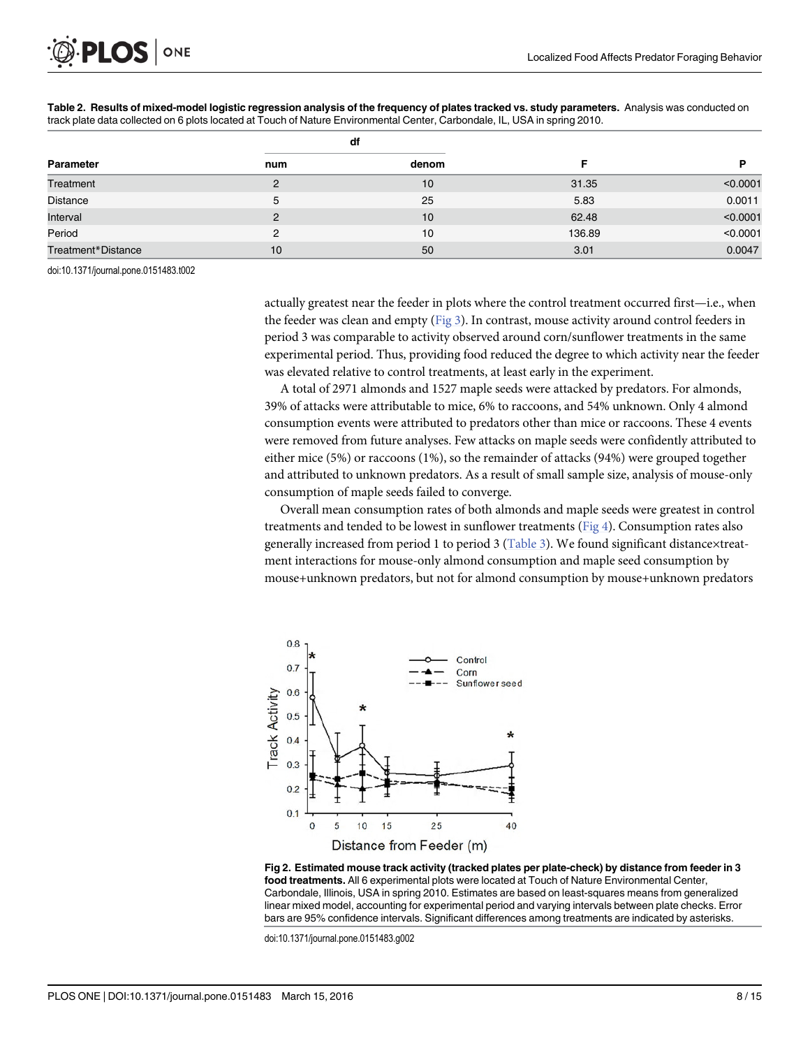**Table 2. Results of mixed-model logistic regression analysis of the frequency of plates tracked vs. study parameters.** Analysis was conducted on track plate data collected on 6 plots located at Touch of Nature Environmental Center, Carbondale, IL, USA in spring 2010.

| Parameter | df | | F | P |
|---|---|---|---|---|
| | num | denom | | |
| Treatment | 2 | 10 | 31.35 | <0.0001 |
| Distance | 5 | 25 | 5.83 | 0.0011 |
| Interval | 2 | 10 | 62.48 | <0.0001 |
| Period | 2 | 10 | 136.89 | <0.0001 |
| Treatment*Distance | 10 | 50 | 3.01 | 0.0047 |

doi:10.1371/journal.pone.0151483.t002

actually greatest near the feeder in plots where the control treatment occurred first—i.e., when the feeder was clean and empty (Fig 3). In contrast, mouse activity around control feeders in period 3 was comparable to activity observed around corn/sunflower treatments in the same experimental period. Thus, providing food reduced the degree to which activity near the feeder was elevated relative to control treatments, at least early in the experiment.

A total of 2971 almonds and 1527 maple seeds were attacked by predators. For almonds, 39% of attacks were attributable to mice, 6% to raccoons, and 54% unknown. Only 4 almond consumption events were attributed to predators other than mice or raccoons. These 4 events were removed from future analyses. Few attacks on maple seeds were confidently attributed to either mice (5%) or raccoons (1%), so the remainder of attacks (94%) were grouped together and attributed to unknown predators. As a result of small sample size, analysis of mouse-only consumption of maple seeds failed to converge.

Overall mean consumption rates of both almonds and maple seeds were greatest in control treatments and tended to be lowest in sunflower treatments (Fig 4). Consumption rates also generally increased from period 1 to period 3 (Table 3). We found significant distance×treatment interactions for mouse-only almond consumption and maple seed consumption by mouse+unknown predators, but not for almond consumption by mouse+unknown predators

**Fig 2. Estimated mouse track activity (tracked plates per plate-check) by distance from feeder in 3 food treatments.** All 6 experimental plots were located at Touch of Nature Environmental Center, Carbondale, Illinois, USA in spring 2010. Estimates are based on least-squares means from generalized linear mixed model, accounting for experimental period and varying intervals between plate checks. Error bars are 95% confidence intervals. Significant differences among treatments are indicated by asterisks.

doi:10.1371/journal.pone.0151483.g002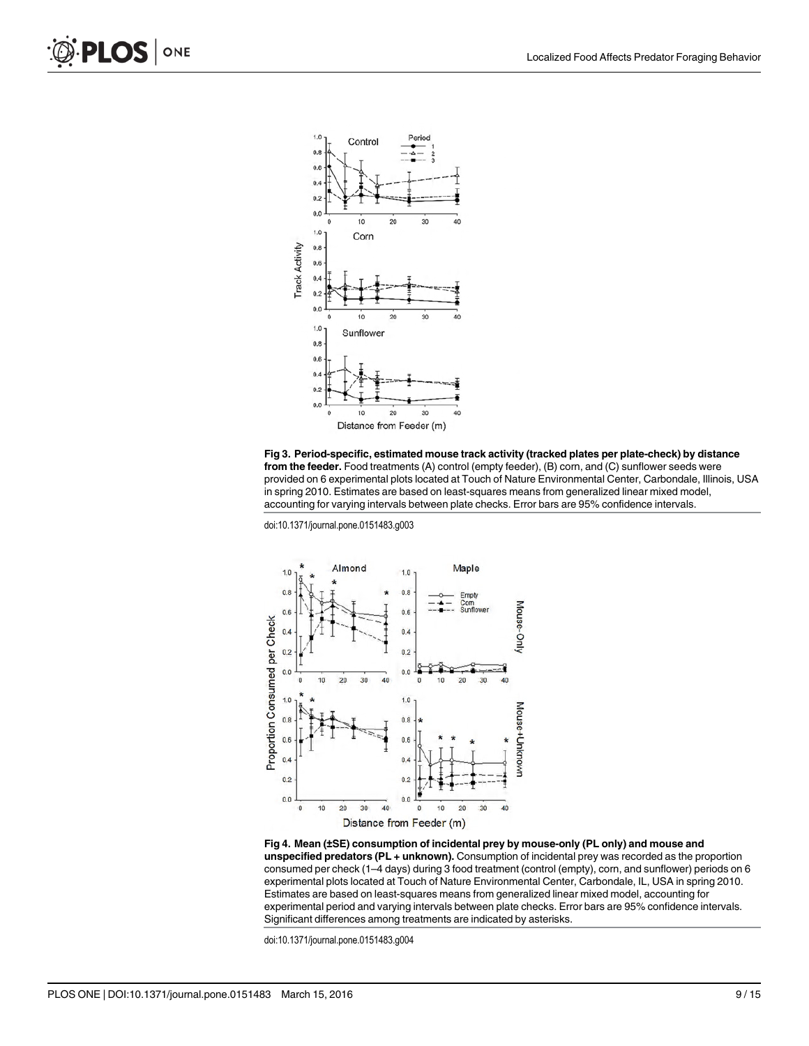**Fig 3. Period-specific, estimated mouse track activity (tracked plates per plate-check) by distance from the feeder.** Food treatments (A) control (empty feeder), (B) corn, and (C) sunflower seeds were provided on 6 experimental plots located at Touch of Nature Environmental Center, Carbondale, Illinois, USA in spring 2010. Estimates are based on least-squares means from generalized linear mixed model, accounting for varying intervals between plate checks. Error bars are 95% confidence intervals.

doi:10.1371/journal.pone.0151483.g003

**Fig 4. Mean (±SE) consumption of incidental prey by mouse-only (PL only) and mouse and unspecified predators (PL + unknown).** Consumption of incidental prey was recorded as the proportion consumed per check (1–4 days) during 3 food treatment (control (empty), corn, and sunflower) periods on 6 experimental plots located at Touch of Nature Environmental Center, Carbondale, IL, USA in spring 2010. Estimates are based on least-squares means from generalized linear mixed model, accounting for experimental period and varying intervals between plate checks. Error bars are 95% confidence intervals. Significant differences among treatments are indicated by asterisks.

doi:10.1371/journal.pone.0151483.g004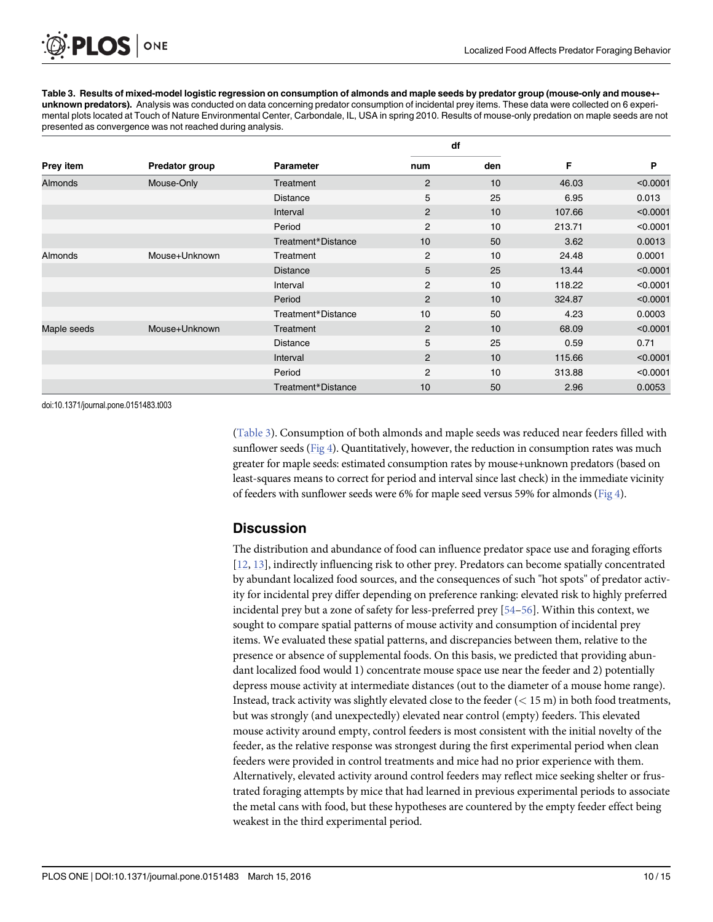**Table 3. Results of mixed-model logistic regression on consumption of almonds and maple seeds by predator group (mouse-only and mouse+-unknown predators).** Analysis was conducted on data concerning predator consumption of incidental prey items. These data were collected on 6 experimental plots located at Touch of Nature Environmental Center, Carbondale, IL, USA in spring 2010. Results of mouse-only predation on maple seeds are not presented as convergence was not reached during analysis.

| Prey item | Predator group | Parameter | df | | F | P |
|---|---|---|---|---|---|---|
| | | | num | den | | |
| Almonds | Mouse-Only | Treatment | 2 | 10 | 46.03 | <0.0001 |
| | | Distance | 5 | 25 | 6.95 | 0.013 |
| | | Interval | 2 | 10 | 107.66 | <0.0001 |
| | | Period | 2 | 10 | 213.71 | <0.0001 |
| | | Treatment*Distance | 10 | 50 | 3.62 | 0.0013 |
| Almonds | Mouse+Unknown | Treatment | 2 | 10 | 24.48 | 0.0001 |
| | | Distance | 5 | 25 | 13.44 | <0.0001 |
| | | Interval | 2 | 10 | 118.22 | <0.0001 |
| | | Period | 2 | 10 | 324.87 | <0.0001 |
| | | Treatment*Distance | 10 | 50 | 4.23 | 0.0003 |
| Maple seeds | Mouse+Unknown | Treatment | 2 | 10 | 68.09 | <0.0001 |
| | | Distance | 5 | 25 | 0.59 | 0.71 |
| | | Interval | 2 | 10 | 115.66 | <0.0001 |
| | | Period | 2 | 10 | 313.88 | <0.0001 |
| | | Treatment*Distance | 10 | 50 | 2.96 | 0.0053 |

doi:10.1371/journal.pone.0151483.t003

(Table 3). Consumption of both almonds and maple seeds was reduced near feeders filled with sunflower seeds (Fig 4). Quantitatively, however, the reduction in consumption rates was much greater for maple seeds: estimated consumption rates by mouse+unknown predators (based on least-squares means to correct for period and interval since last check) in the immediate vicinity of feeders with sunflower seeds were 6% for maple seed versus 59% for almonds (Fig 4).

## Discussion

The distribution and abundance of food can influence predator space use and foraging efforts [12, 13], indirectly influencing risk to other prey. Predators can become spatially concentrated by abundant localized food sources, and the consequences of such "hot spots" of predator activity for incidental prey differ depending on preference ranking: elevated risk to highly preferred incidental prey but a zone of safety for less-preferred prey [54–56]. Within this context, we sought to compare spatial patterns of mouse activity and consumption of incidental prey items. We evaluated these spatial patterns, and discrepancies between them, relative to the presence or absence of supplemental foods. On this basis, we predicted that providing abundant localized food would 1) concentrate mouse space use near the feeder and 2) potentially depress mouse activity at intermediate distances (out to the diameter of a mouse home range). Instead, track activity was slightly elevated close to the feeder (< 15 m) in both food treatments, but was strongly (and unexpectedly) elevated near control (empty) feeders. This elevated mouse activity around empty, control feeders is most consistent with the initial novelty of the feeder, as the relative response was strongest during the first experimental period when clean feeders were provided in control treatments and mice had no prior experience with them. Alternatively, elevated activity around control feeders may reflect mice seeking shelter or frustrated foraging attempts by mice that had learned in previous experimental periods to associate the metal cans with food, but these hypotheses are countered by the empty feeder effect being weakest in the third experimental period.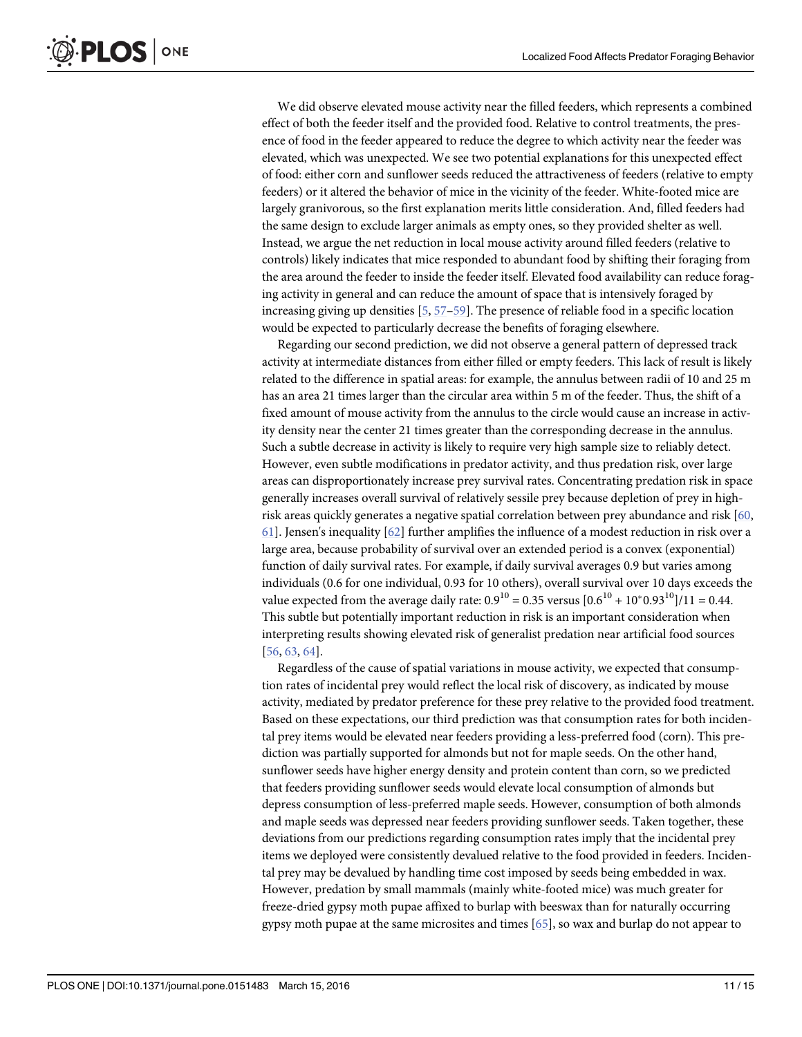We did observe elevated mouse activity near the filled feeders, which represents a combined effect of both the feeder itself and the provided food. Relative to control treatments, the presence of food in the feeder appeared to reduce the degree to which activity near the feeder was elevated, which was unexpected. We see two potential explanations for this unexpected effect of food: either corn and sunflower seeds reduced the attractiveness of feeders (relative to empty feeders) or it altered the behavior of mice in the vicinity of the feeder. White-footed mice are largely granivorous, so the first explanation merits little consideration. And, filled feeders had the same design to exclude larger animals as empty ones, so they provided shelter as well. Instead, we argue the net reduction in local mouse activity around filled feeders (relative to controls) likely indicates that mice responded to abundant food by shifting their foraging from the area around the feeder to inside the feeder itself. Elevated food availability can reduce foraging activity in general and can reduce the amount of space that is intensively foraged by increasing giving up densities [5, 57–59]. The presence of reliable food in a specific location would be expected to particularly decrease the benefits of foraging elsewhere.

Regarding our second prediction, we did not observe a general pattern of depressed track activity at intermediate distances from either filled or empty feeders. This lack of result is likely related to the difference in spatial areas: for example, the annulus between radii of 10 and 25 m has an area 21 times larger than the circular area within 5 m of the feeder. Thus, the shift of a fixed amount of mouse activity from the annulus to the circle would cause an increase in activity density near the center 21 times greater than the corresponding decrease in the annulus. Such a subtle decrease in activity is likely to require very high sample size to reliably detect. However, even subtle modifications in predator activity, and thus predation risk, over large areas can disproportionately increase prey survival rates. Concentrating predation risk in space generally increases overall survival of relatively sessile prey because depletion of prey in high-risk areas quickly generates a negative spatial correlation between prey abundance and risk [60, 61]. Jensen's inequality [62] further amplifies the influence of a modest reduction in risk over a large area, because probability of survival over an extended period is a convex (exponential) function of daily survival rates. For example, if daily survival averages 0.9 but varies among individuals (0.6 for one individual, 0.93 for 10 others), overall survival over 10 days exceeds the value expected from the average daily rate: $0.9^{10} = 0.35$ versus $[0.6^{10} + 10^{*}0.93^{10}]/11 = 0.44$. This subtle but potentially important reduction in risk is an important consideration when interpreting results showing elevated risk of generalist predation near artificial food sources [56, 63, 64].

Regardless of the cause of spatial variations in mouse activity, we expected that consumption rates of incidental prey would reflect the local risk of discovery, as indicated by mouse activity, mediated by predator preference for these prey relative to the provided food treatment. Based on these expectations, our third prediction was that consumption rates for both incidental prey items would be elevated near feeders providing a less-preferred food (corn). This prediction was partially supported for almonds but not for maple seeds. On the other hand, sunflower seeds have higher energy density and protein content than corn, so we predicted that feeders providing sunflower seeds would elevate local consumption of almonds but depress consumption of less-preferred maple seeds. However, consumption of both almonds and maple seeds was depressed near feeders providing sunflower seeds. Taken together, these deviations from our predictions regarding consumption rates imply that the incidental prey items we deployed were consistently devalued relative to the food provided in feeders. Incidental prey may be devalued by handling time cost imposed by seeds being embedded in wax. However, predation by small mammals (mainly white-footed mice) was much greater for freeze-dried gypsy moth pupae affixed to burlap with beeswax than for naturally occurring gypsy moth pupae at the same microsites and times [65], so wax and burlap do not appear to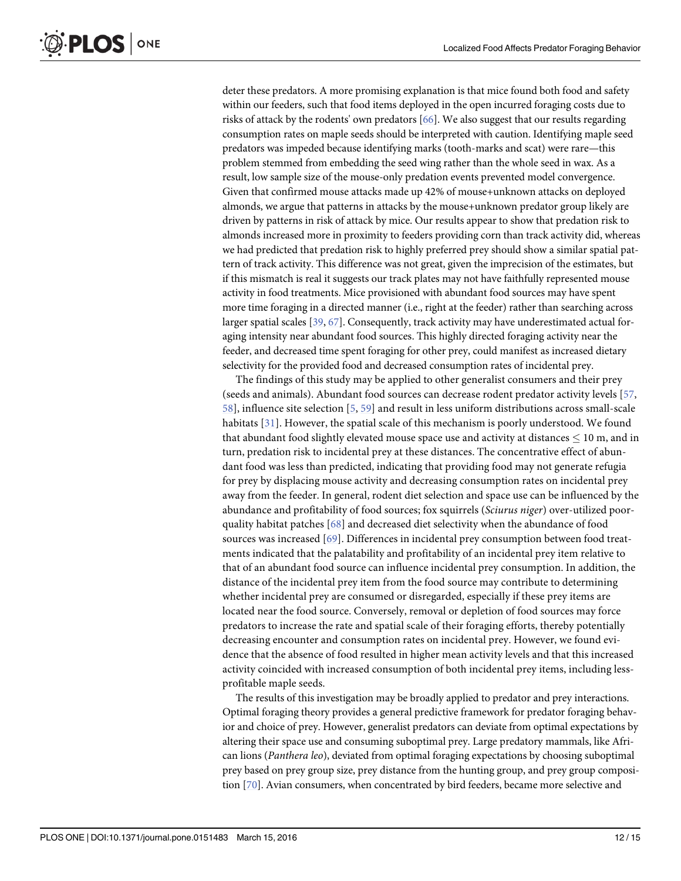deter these predators. A more promising explanation is that mice found both food and safety within our feeders, such that food items deployed in the open incurred foraging costs due to risks of attack by the rodents' own predators [66]. We also suggest that our results regarding consumption rates on maple seeds should be interpreted with caution. Identifying maple seed predators was impeded because identifying marks (tooth-marks and scat) were rare—this problem stemmed from embedding the seed wing rather than the whole seed in wax. As a result, low sample size of the mouse-only predation events prevented model convergence. Given that confirmed mouse attacks made up 42% of mouse+unknown attacks on deployed almonds, we argue that patterns in attacks by the mouse+unknown predator group likely are driven by patterns in risk of attack by mice. Our results appear to show that predation risk to almonds increased more in proximity to feeders providing corn than track activity did, whereas we had predicted that predation risk to highly preferred prey should show a similar spatial pattern of track activity. This difference was not great, given the imprecision of the estimates, but if this mismatch is real it suggests our track plates may not have faithfully represented mouse activity in food treatments. Mice provisioned with abundant food sources may have spent more time foraging in a directed manner (i.e., right at the feeder) rather than searching across larger spatial scales [39, 67]. Consequently, track activity may have underestimated actual foraging intensity near abundant food sources. This highly directed foraging activity near the feeder, and decreased time spent foraging for other prey, could manifest as increased dietary selectivity for the provided food and decreased consumption rates of incidental prey.

The findings of this study may be applied to other generalist consumers and their prey (seeds and animals). Abundant food sources can decrease rodent predator activity levels [57, 58], influence site selection [5, 59] and result in less uniform distributions across small-scale habitats [31]. However, the spatial scale of this mechanism is poorly understood. We found that abundant food slightly elevated mouse space use and activity at distances $\leq$ 10 m, and in turn, predation risk to incidental prey at these distances. The concentrative effect of abundant food was less than predicted, indicating that providing food may not generate refugia for prey by displacing mouse activity and decreasing consumption rates on incidental prey away from the feeder. In general, rodent diet selection and space use can be influenced by the abundance and profitability of food sources; fox squirrels (*Sciurus niger*) over-utilized poor-quality habitat patches [68] and decreased diet selectivity when the abundance of food sources was increased [69]. Differences in incidental prey consumption between food treatments indicated that the palatability and profitability of an incidental prey item relative to that of an abundant food source can influence incidental prey consumption. In addition, the distance of the incidental prey item from the food source may contribute to determining whether incidental prey are consumed or disregarded, especially if these prey items are located near the food source. Conversely, removal or depletion of food sources may force predators to increase the rate and spatial scale of their foraging efforts, thereby potentially decreasing encounter and consumption rates on incidental prey. However, we found evidence that the absence of food resulted in higher mean activity levels and that this increased activity coincided with increased consumption of both incidental prey items, including less-profitable maple seeds.

The results of this investigation may be broadly applied to predator and prey interactions. Optimal foraging theory provides a general predictive framework for predator foraging behavior and choice of prey. However, generalist predators can deviate from optimal expectations by altering their space use and consuming suboptimal prey. Large predatory mammals, like African lions (*Panthera leo*), deviated from optimal foraging expectations by choosing suboptimal prey based on prey group size, prey distance from the hunting group, and prey group composition [70]. Avian consumers, when concentrated by bird feeders, became more selective and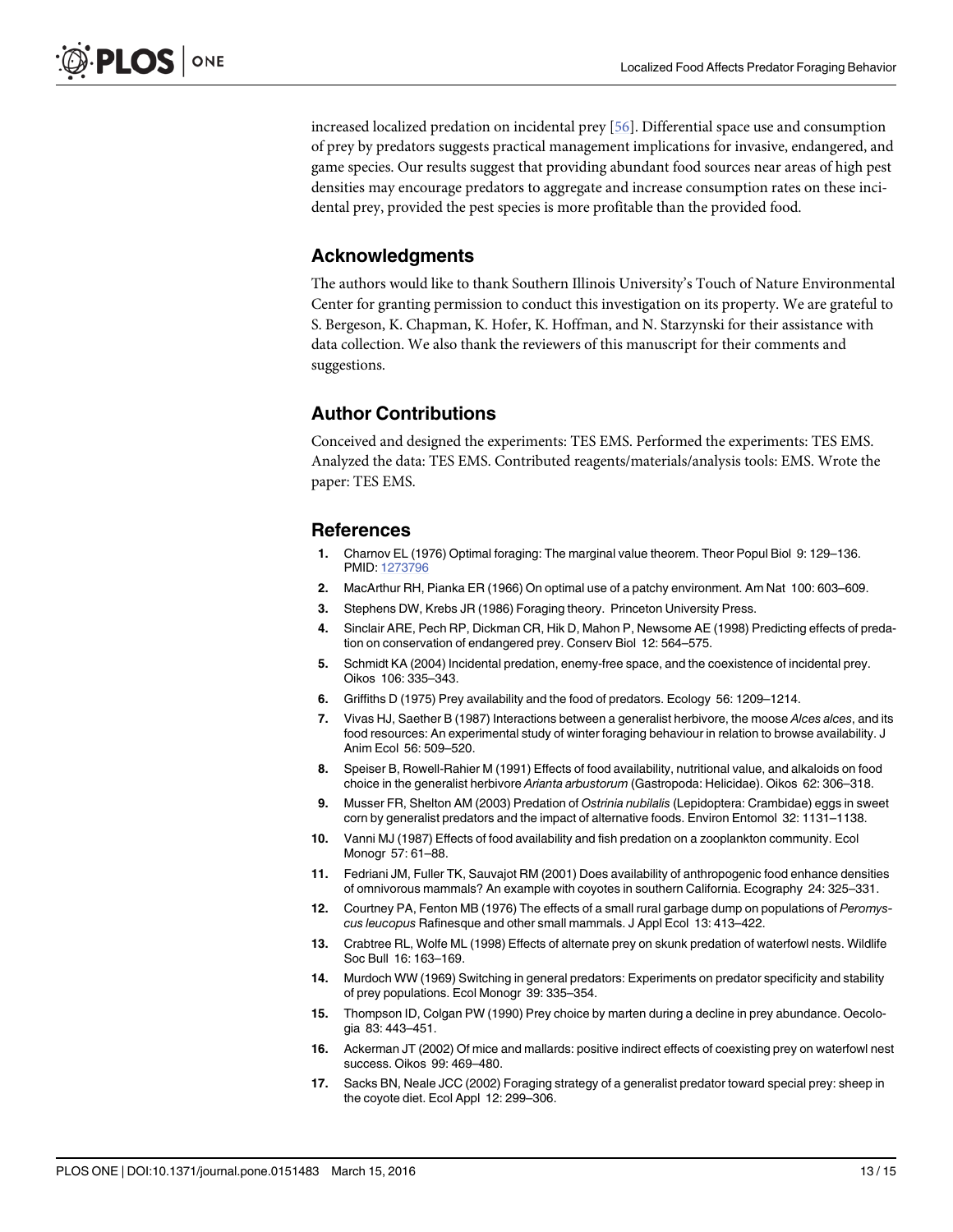increased localized predation on incidental prey [56]. Differential space use and consumption of prey by predators suggests practical management implications for invasive, endangered, and game species. Our results suggest that providing abundant food sources near areas of high pest densities may encourage predators to aggregate and increase consumption rates on these incidental prey, provided the pest species is more profitable than the provided food.

## Acknowledgments

The authors would like to thank Southern Illinois University's Touch of Nature Environmental Center for granting permission to conduct this investigation on its property. We are grateful to S. Bergeson, K. Chapman, K. Hofer, K. Hoffman, and N. Starzynski for their assistance with data collection. We also thank the reviewers of this manuscript for their comments and suggestions.

## Author Contributions

Conceived and designed the experiments: TES EMS. Performed the experiments: TES EMS. Analyzed the data: TES EMS. Contributed reagents/materials/analysis tools: EMS. Wrote the paper: TES EMS.

## References

1. Charnov EL (1976) Optimal foraging: The marginal value theorem. Theor Popul Biol 9: 129–136. PMID: 1273796
2. MacArthur RH, Pianka ER (1966) On optimal use of a patchy environment. Am Nat 100: 603–609.
3. Stephens DW, Krebs JR (1986) Foraging theory. Princeton University Press.
4. Sinclair ARE, Pech RP, Dickman CR, Hik D, Mahon P, Newsome AE (1998) Predicting effects of predation on conservation of endangered prey. Conserv Biol 12: 564–575.
5. Schmidt KA (2004) Incidental predation, enemy-free space, and the coexistence of incidental prey. Oikos 106: 335–343.
6. Griffiths D (1975) Prey availability and the food of predators. Ecology 56: 1209–1214.
7. Vivas HJ, Saether B (1987) Interactions between a generalist herbivore, the moose *Alces alces*, and its food resources: An experimental study of winter foraging behaviour in relation to browse availability. J Anim Ecol 56: 509–520.
8. Speiser B, Rowell-Rahier M (1991) Effects of food availability, nutritional value, and alkaloids on food choice in the generalist herbivore *Arianta arbustorum* (Gastropoda: Helicidae). Oikos 62: 306–318.
9. Musser FR, Shelton AM (2003) Predation of *Ostrinia nubilalis* (Lepidoptera: Crambidae) eggs in sweet corn by generalist predators and the impact of alternative foods. Environ Entomol 32: 1131–1138.
10. Vanni MJ (1987) Effects of food availability and fish predation on a zooplankton community. Ecol Monogr 57: 61–88.
11. Fedriani JM, Fuller TK, Sauvajot RM (2001) Does availability of anthropogenic food enhance densities of omnivorous mammals? An example with coyotes in southern California. Ecography 24: 325–331.
12. Courtney PA, Fenton MB (1976) The effects of a small rural garbage dump on populations of *Peromyscus leucopus* Rafinesque and other small mammals. J Appl Ecol 13: 413–422.
13. Crabtree RL, Wolfe ML (1998) Effects of alternate prey on skunk predation of waterfowl nests. Wildlife Soc Bull 16: 163–169.
14. Murdoch WW (1969) Switching in general predators: Experiments on predator specificity and stability of prey populations. Ecol Monogr 39: 335–354.
15. Thompson ID, Colgan PW (1990) Prey choice by marten during a decline in prey abundance. Oecologia 83: 443–451.
16. Ackerman JT (2002) Of mice and mallards: positive indirect effects of coexisting prey on waterfowl nest success. Oikos 99: 469–480.
17. Sacks BN, Neale JCC (2002) Foraging strategy of a generalist predator toward special prey: sheep in the coyote diet. Ecol Appl 12: 299–306.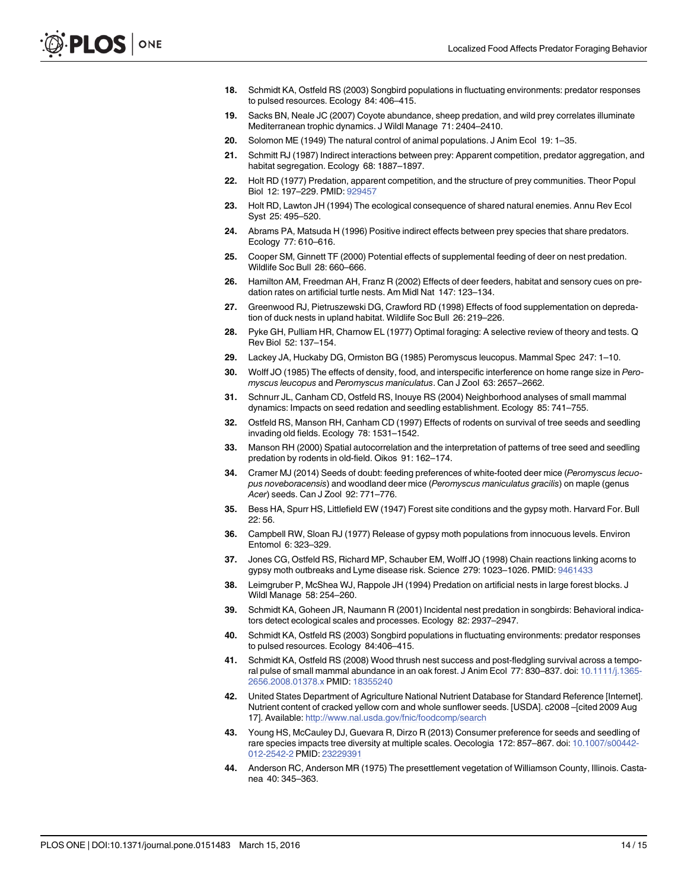18. Schmidt KA, Ostfeld RS (2003) Songbird populations in fluctuating environments: predator responses to pulsed resources. Ecology 84: 406–415.
19. Sacks BN, Neale JC (2007) Coyote abundance, sheep predation, and wild prey correlates illuminate Mediterranean trophic dynamics. J Wildl Manage 71: 2404–2410.
20. Solomon ME (1949) The natural control of animal populations. J Anim Ecol 19: 1–35.
21. Schmitt RJ (1987) Indirect interactions between prey: Apparent competition, predator aggregation, and habitat segregation. Ecology 68: 1887–1897.
22. Holt RD (1977) Predation, apparent competition, and the structure of prey communities. Theor Popul Biol 12: 197–229. PMID: 929457
23. Holt RD, Lawton JH (1994) The ecological consequence of shared natural enemies. Annu Rev Ecol Syst 25: 495–520.
24. Abrams PA, Matsuda H (1996) Positive indirect effects between prey species that share predators. Ecology 77: 610–616.
25. Cooper SM, Ginnett TF (2000) Potential effects of supplemental feeding of deer on nest predation. Wildlife Soc Bull 28: 660–666.
26. Hamilton AM, Freedman AH, Franz R (2002) Effects of deer feeders, habitat and sensory cues on predation rates on artificial turtle nests. Am Midl Nat 147: 123–134.
27. Greenwood RJ, Pietruszewski DG, Crawford RD (1998) Effects of food supplementation on depredation of duck nests in upland habitat. Wildlife Soc Bull 26: 219–226.
28. Pyke GH, Pulliam HR, Charnow EL (1977) Optimal foraging: A selective review of theory and tests. Q Rev Biol 52: 137–154.
29. Lackey JA, Huckaby DG, Ormiston BG (1985) Peromyscus leucopus. Mammal Spec 247: 1–10.
30. Wolff JO (1985) The effects of density, food, and interspecific interference on home range size in *Peromyscus leucopus* and *Peromyscus maniculatus*. Can J Zool 63: 2657–2662.
31. Schnurr JL, Canham CD, Ostfeld RS, Inouye RS (2004) Neighborhood analyses of small mammal dynamics: Impacts on seed redation and seedling establishment. Ecology 85: 741–755.
32. Ostfeld RS, Manson RH, Canham CD (1997) Effects of rodents on survival of tree seeds and seedling invading old fields. Ecology 78: 1531–1542.
33. Manson RH (2000) Spatial autocorrelation and the interpretation of patterns of tree seed and seedling predation by rodents in old-field. Oikos 91: 162–174.
34. Cramer MJ (2014) Seeds of doubt: feeding preferences of white-footed deer mice (*Peromyscus lecuopus noveboracensis*) and woodland deer mice (*Peromyscus maniculatus gracilis*) on maple (genus *Acer*) seeds. Can J Zool 92: 771–776.
35. Bess HA, Spurr HS, Littlefield EW (1947) Forest site conditions and the gypsy moth. Harvard For. Bull 22: 56.
36. Campbell RW, Sloan RJ (1977) Release of gypsy moth populations from innocuous levels. Environ Entomol 6: 323–329.
37. Jones CG, Ostfeld RS, Richard MP, Schauber EM, Wolff JO (1998) Chain reactions linking acorns to gypsy moth outbreaks and Lyme disease risk. Science 279: 1023–1026. PMID: 9461433
38. Leimgruber P, McShea WJ, Rappole JH (1994) Predation on artificial nests in large forest blocks. J Wildl Manage 58: 254–260.
39. Schmidt KA, Goheen JR, Naumann R (2001) Incidental nest predation in songbirds: Behavioral indicators detect ecological scales and processes. Ecology 82: 2937–2947.
40. Schmidt KA, Ostfeld RS (2003) Songbird populations in fluctuating environments: predator responses to pulsed resources. Ecology 84:406–415.
41. Schmidt KA, Ostfeld RS (2008) Wood thrush nest success and post-fledgling survival across a temporal pulse of small mammal abundance in an oak forest. J Anim Ecol 77: 830–837. doi: 10.1111/j.1365-2656.2008.01378.x PMID: 18355240
42. United States Department of Agriculture National Nutrient Database for Standard Reference [Internet]. Nutrient content of cracked yellow corn and whole sunflower seeds. [USDA]. c2008 –[cited 2009 Aug 17]. Available: http://www.nal.usda.gov/fnic/foodcomp/search
43. Young HS, McCauley DJ, Guevara R, Dirzo R (2013) Consumer preference for seeds and seedling of rare species impacts tree diversity at multiple scales. Oecologia 172: 857–867. doi: 10.1007/s00442-012-2542-2 PMID: 23229391
44. Anderson RC, Anderson MR (1975) The presettlement vegetation of Williamson County, Illinois. Castanea 40: 345–363.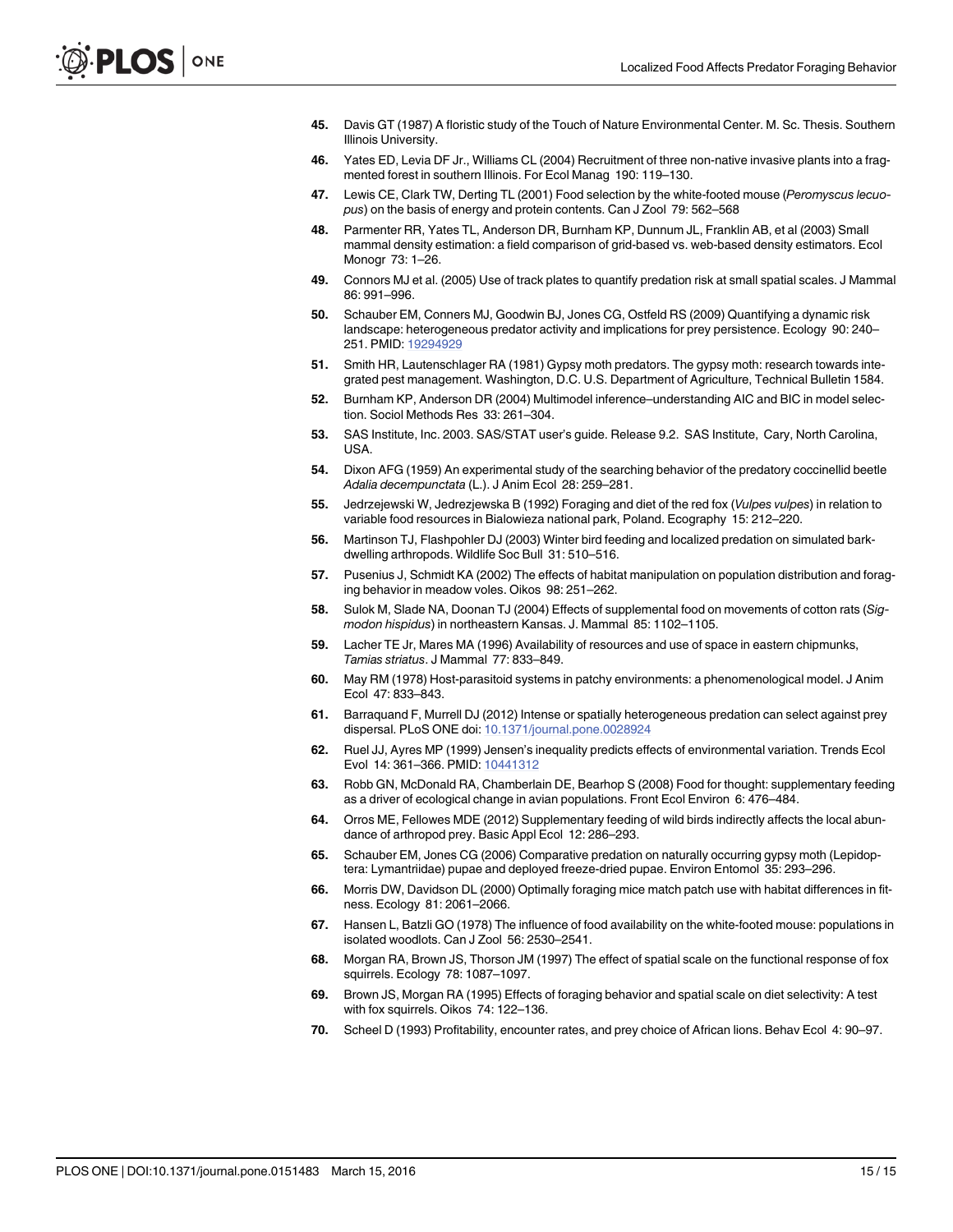45. Davis GT (1987) A floristic study of the Touch of Nature Environmental Center. M. Sc. Thesis. Southern Illinois University.
46. Yates ED, Levia DF Jr., Williams CL (2004) Recruitment of three non-native invasive plants into a fragmented forest in southern Illinois. For Ecol Manag 190: 119–130.
47. Lewis CE, Clark TW, Derting TL (2001) Food selection by the white-footed mouse (*Peromyscus lecuopus*) on the basis of energy and protein contents. Can J Zool 79: 562–568
48. Parmenter RR, Yates TL, Anderson DR, Burnham KP, Dunnum JL, Franklin AB, et al (2003) Small mammal density estimation: a field comparison of grid-based vs. web-based density estimators. Ecol Monogr 73: 1–26.
49. Connors MJ et al. (2005) Use of track plates to quantify predation risk at small spatial scales. J Mammal 86: 991–996.
50. Schauber EM, Conners MJ, Goodwin BJ, Jones CG, Ostfeld RS (2009) Quantifying a dynamic risk landscape: heterogeneous predator activity and implications for prey persistence. Ecology 90: 240–251. PMID: 19294929
51. Smith HR, Lautenschlager RA (1981) Gypsy moth predators. The gypsy moth: research towards integrated pest management. Washington, D.C. U.S. Department of Agriculture, Technical Bulletin 1584.
52. Burnham KP, Anderson DR (2004) Multimodel inference–understanding AIC and BIC in model selection. Sociol Methods Res 33: 261–304.
53. SAS Institute, Inc. 2003. SAS/STAT user's guide. Release 9.2. SAS Institute, Cary, North Carolina, USA.
54. Dixon AFG (1959) An experimental study of the searching behavior of the predatory coccinellid beetle *Adalia decempunctata* (L.). J Anim Ecol 28: 259–281.
55. Jedrzejewski W, Jedrezjewska B (1992) Foraging and diet of the red fox (*Vulpes vulpes*) in relation to variable food resources in Bialowieza national park, Poland. Ecography 15: 212–220.
56. Martinson TJ, Flashpohler DJ (2003) Winter bird feeding and localized predation on simulated bark-dwelling arthropods. Wildlife Soc Bull 31: 510–516.
57. Pusenius J, Schmidt KA (2002) The effects of habitat manipulation on population distribution and foraging behavior in meadow voles. Oikos 98: 251–262.
58. Sulok M, Slade NA, Doonan TJ (2004) Effects of supplemental food on movements of cotton rats (*Sigmodon hispidus*) in northeastern Kansas. J. Mammal 85: 1102–1105.
59. Lacher TE Jr, Mares MA (1996) Availability of resources and use of space in eastern chipmunks, *Tamias striatus*. J Mammal 77: 833–849.
60. May RM (1978) Host-parasitoid systems in patchy environments: a phenomenological model. J Anim Ecol 47: 833–843.
61. Barraquand F, Murrell DJ (2012) Intense or spatially heterogeneous predation can select against prey dispersal. PLoS ONE doi: 10.1371/journal.pone.0028924
62. Ruel JJ, Ayres MP (1999) Jensen's inequality predicts effects of environmental variation. Trends Ecol Evol 14: 361–366. PMID: 10441312
63. Robb GN, McDonald RA, Chamberlain DE, Bearhop S (2008) Food for thought: supplementary feeding as a driver of ecological change in avian populations. Front Ecol Environ 6: 476–484.
64. Orros ME, Fellowes MDE (2012) Supplementary feeding of wild birds indirectly affects the local abundance of arthropod prey. Basic Appl Ecol 12: 286–293.
65. Schauber EM, Jones CG (2006) Comparative predation on naturally occurring gypsy moth (Lepidoptera: Lymantriidae) pupae and deployed freeze-dried pupae. Environ Entomol 35: 293–296.
66. Morris DW, Davidson DL (2000) Optimally foraging mice match patch use with habitat differences in fitness. Ecology 81: 2061–2066.
67. Hansen L, Batzli GO (1978) The influence of food availability on the white-footed mouse: populations in isolated woodlots. Can J Zool 56: 2530–2541.
68. Morgan RA, Brown JS, Thorson JM (1997) The effect of spatial scale on the functional response of fox squirrels. Ecology 78: 1087–1097.
69. Brown JS, Morgan RA (1995) Effects of foraging behavior and spatial scale on diet selectivity: A test with fox squirrels. Oikos 74: 122–136.
70. Scheel D (1993) Profitability, encounter rates, and prey choice of African lions. Behav Ecol 4: 90–97.